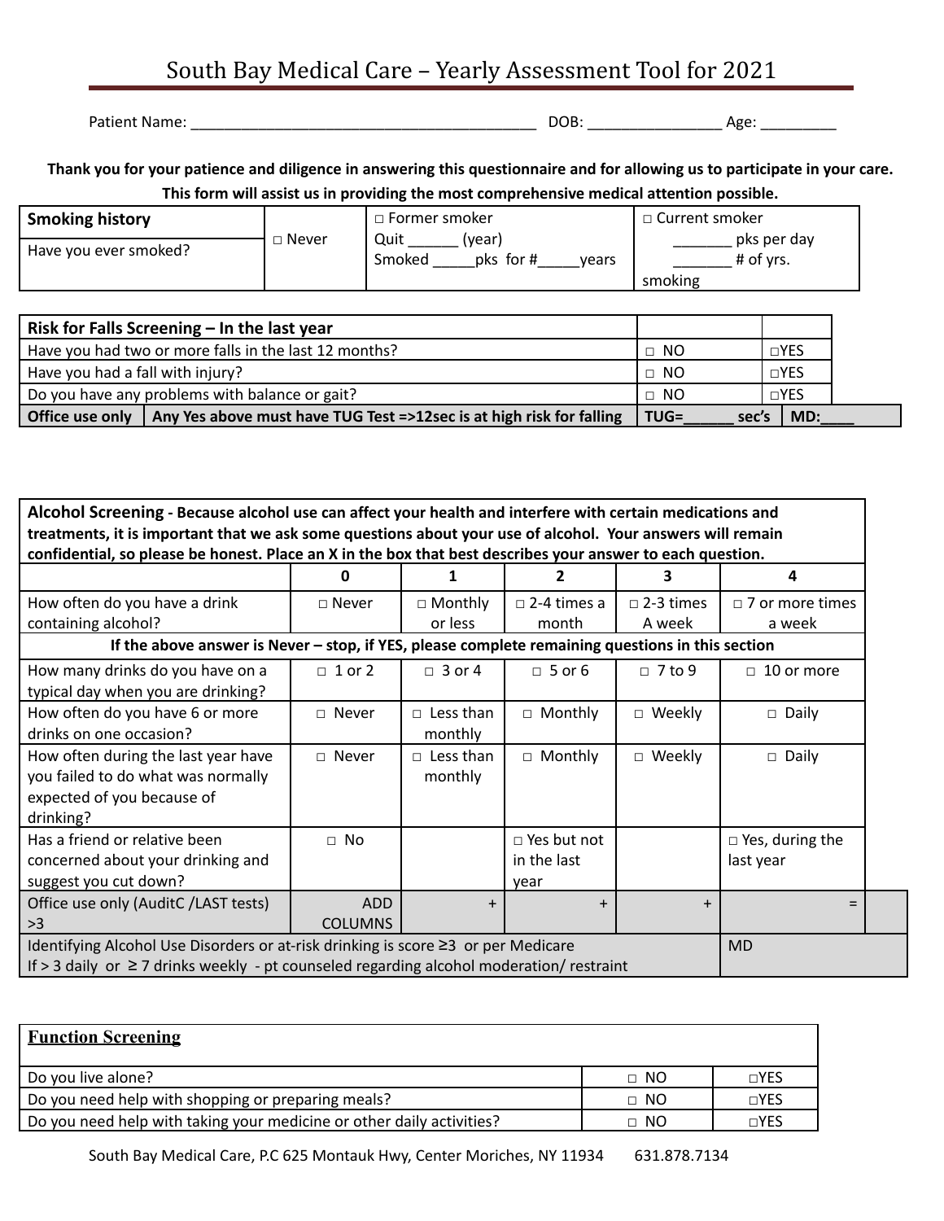# South Bay Medical Care – Yearly Assessment Tool for 2021

Patient Name: ___________________________________________ DOB: ________________ Age: _________

**Thank you for your patience and diligence in answering this questionnaire and for allowing us to participate in your care. This form will assist us in providing the most comprehensive medical attention possible.**

| **Smoking history** | □ Never | □ Former smoker | □ Current smoker |
|---|---|---|---|
| Have you ever smoked? | | Quit ______ (year) Smoked _____pks for #_____years | _______ pks per day _______ # of yrs. smoking |

| **Risk for Falls Screening – In the last year** | | | |
|---|---|---|---|
| Have you had two or more falls in the last 12 months? | | □ NO | □YES |
| Have you had a fall with injury? | | □ NO | □YES |
| Do you have any problems with balance or gait? | | □ NO | □YES |
| **Office use only** | **Any Yes above must have TUG Test =>12sec is at high risk for falling** | **TUG=______ sec's** | **MD:____** |

**Alcohol Screening - Because alcohol use can affect your health and interfere with certain medications and treatments, it is important that we ask some questions about your use of alcohol. Your answers will remain confidential, so please be honest. Place an X in the box that best describes your answer to each question.**

| | **0** | **1** | **2** | **3** | **4** |
|---|---|---|---|---|---|
| How often do you have a drink containing alcohol? | □ Never | □ Monthly or less | □ 2-4 times a month | □ 2-3 times A week | □ 7 or more times a week |
| **If the above answer is Never – stop, if YES, please complete remaining questions in this section** | | | | | |
| How many drinks do you have on a typical day when you are drinking? | □ 1 or 2 | □ 3 or 4 | □ 5 or 6 | □ 7 to 9 | □ 10 or more |
| How often do you have 6 or more drinks on one occasion? | □ Never | □ Less than monthly | □ Monthly | □ Weekly | □ Daily |
| How often during the last year have you failed to do what was normally expected of you because of drinking? | □ Never | □ Less than monthly | □ Monthly | □ Weekly | □ Daily |
| Has a friend or relative been concerned about your drinking and suggest you cut down? | □ No | | □ Yes but not in the last year | | □ Yes, during the last year |
| Office use only (AuditC /LAST tests) >3 | ADD COLUMNS | + | + | + | = |
| Identifying Alcohol Use Disorders or at-risk drinking is score ≥3 or per Medicare<br>If > 3 daily or ≥ 7 drinks weekly - pt counseled regarding alcohol moderation/ restraint | | | | | MD |

| **Function Screening** | | |
|---|---|---|
| Do you live alone? | □ NO | □YES |
| Do you need help with shopping or preparing meals? | □ NO | □YES |
| Do you need help with taking your medicine or other daily activities? | □ NO | □YES |

South Bay Medical Care, P.C 625 Montauk Hwy, Center Moriches, NY 11934 631.878.7134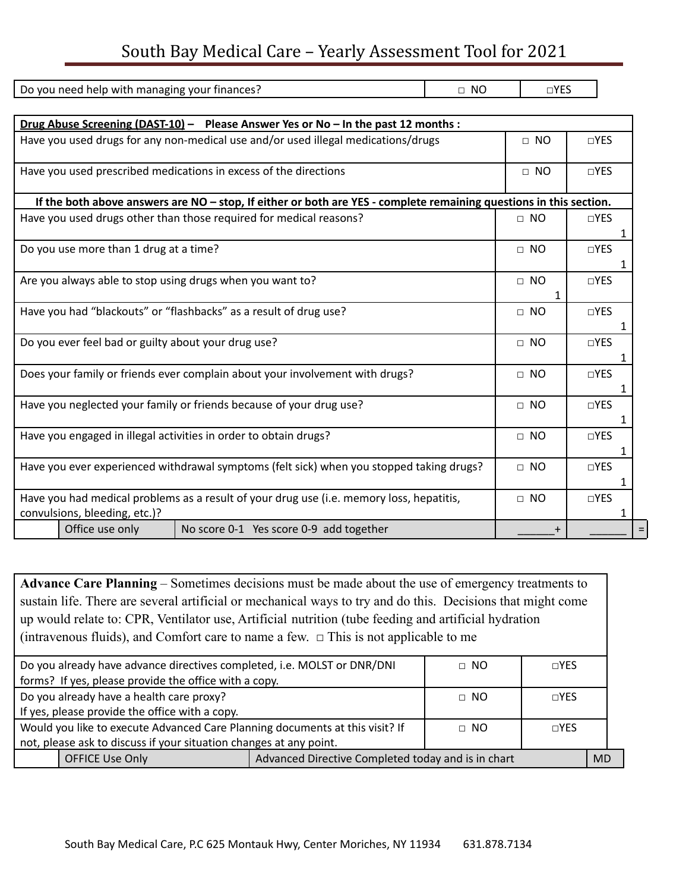# South Bay Medical Care – Yearly Assessment Tool for 2021

| Do you need help with managing your finances? | □ NO | □YES |
|---|---|---|

| **Drug Abuse Screening (DAST-10)** – Please Answer Yes or No – In the past 12 months : | | |
|---|---|---|
| Have you used drugs for any non-medical use and/or used illegal medications/drugs | □ NO | □YES |
| Have you used prescribed medications in excess of the directions | □ NO | □YES |
| **If the both above answers are NO – stop, If either or both are YES - complete remaining questions in this section.** | | |
| Have you used drugs other than those required for medical reasons? | □ NO | □YES 1 |
| Do you use more than 1 drug at a time? | □ NO | □YES 1 |
| Are you always able to stop using drugs when you want to? | □ NO 1 | □YES |
| Have you had "blackouts" or "flashbacks" as a result of drug use? | □ NO | □YES 1 |
| Do you ever feel bad or guilty about your drug use? | □ NO | □YES 1 |
| Does your family or friends ever complain about your involvement with drugs? | □ NO | □YES 1 |
| Have you neglected your family or friends because of your drug use? | □ NO | □YES 1 |
| Have you engaged in illegal activities in order to obtain drugs? | □ NO | □YES 1 |
| Have you ever experienced withdrawal symptoms (felt sick) when you stopped taking drugs? | □ NO | □YES 1 |
| Have you had medical problems as a result of your drug use (i.e. memory loss, hepatitis, convulsions, bleeding, etc.)? | □ NO | □YES 1 |
| Office use only — No score 0-1 Yes score 0-9 add together | ______+ | ______ = |

| **Advance Care Planning** – Sometimes decisions must be made about the use of emergency treatments to sustain life. There are several artificial or mechanical ways to try and do this. Decisions that might come up would relate to: CPR, Ventilator use, Artificial nutrition (tube feeding and artificial hydration (intravenous fluids), and Comfort care to name a few. □ This is not applicable to me | | |
|---|---|---|
| Do you already have advance directives completed, i.e. MOLST or DNR/DNI forms? If yes, please provide the office with a copy. | □ NO | □YES |
| Do you already have a health care proxy? If yes, please provide the office with a copy. | □ NO | □YES |
| Would you like to execute Advanced Care Planning documents at this visit? If not, please ask to discuss if your situation changes at any point. | □ NO | □YES |
| OFFICE Use Only — Advanced Directive Completed today and is in chart | | MD |

South Bay Medical Care, P.C 625 Montauk Hwy, Center Moriches, NY 11934 631.878.7134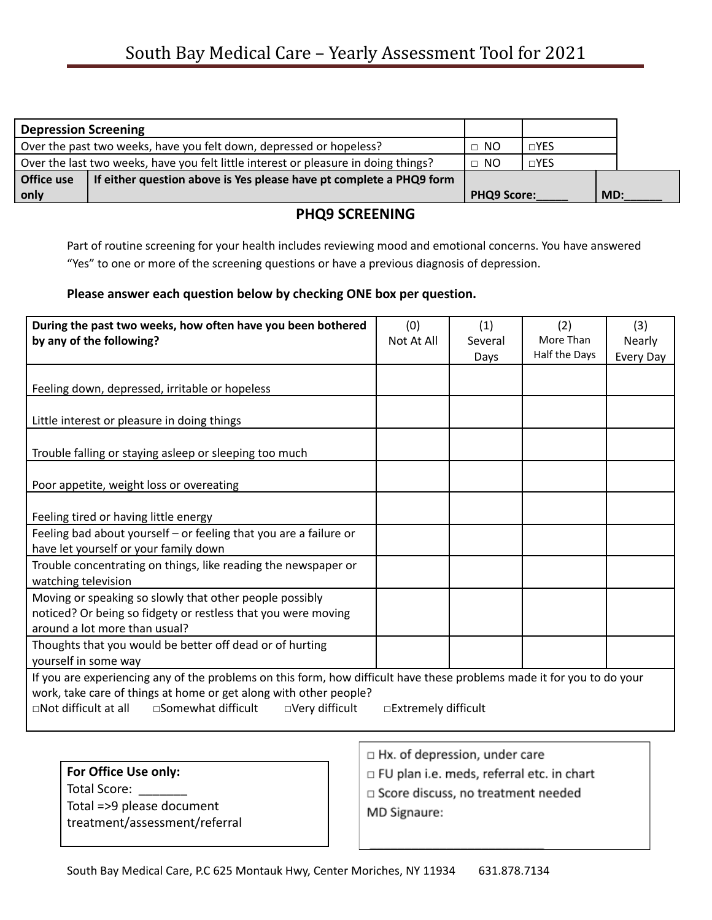# South Bay Medical Care – Yearly Assessment Tool for 2021

| Depression Screening | | | | |
|---|---|---|---|---|
| Over the past two weeks, have you felt down, depressed or hopeless? | | □ NO | □YES | |
| Over the last two weeks, have you felt little interest or pleasure in doing things? | | □ NO | □YES | |
| **Office use only** | **If either question above is Yes please have pt complete a PHQ9 form** | **PHQ9 Score:_____** | | **MD:______** |

## PHQ9 SCREENING

Part of routine screening for your health includes reviewing mood and emotional concerns. You have answered "Yes" to one or more of the screening questions or have a previous diagnosis of depression.

**Please answer each question below by checking ONE box per question.**

| **During the past two weeks, how often have you been bothered by any of the following?** | (0) Not At All | (1) Several Days | (2) More Than Half the Days | (3) Nearly Every Day |
|---|---|---|---|---|
| Feeling down, depressed, irritable or hopeless | | | | |
| Little interest or pleasure in doing things | | | | |
| Trouble falling or staying asleep or sleeping too much | | | | |
| Poor appetite, weight loss or overeating | | | | |
| Feeling tired or having little energy | | | | |
| Feeling bad about yourself – or feeling that you are a failure or have let yourself or your family down | | | | |
| Trouble concentrating on things, like reading the newspaper or watching television | | | | |
| Moving or speaking so slowly that other people possibly noticed? Or being so fidgety or restless that you were moving around a lot more than usual? | | | | |
| Thoughts that you would be better off dead or of hurting yourself in some way | | | | |

If you are experiencing any of the problems on this form, how difficult have these problems made it for you to do your work, take care of things at home or get along with other people?

□Not difficult at all □Somewhat difficult □Very difficult □Extremely difficult

**For Office Use only:**
Total Score: _______
Total =>9 please document treatment/assessment/referral

□ Hx. of depression, under care
□ FU plan i.e. meds, referral etc. in chart
□ Score discuss, no treatment needed
MD Signaure:

___________________________

South Bay Medical Care, P.C 625 Montauk Hwy, Center Moriches, NY 11934 631.878.7134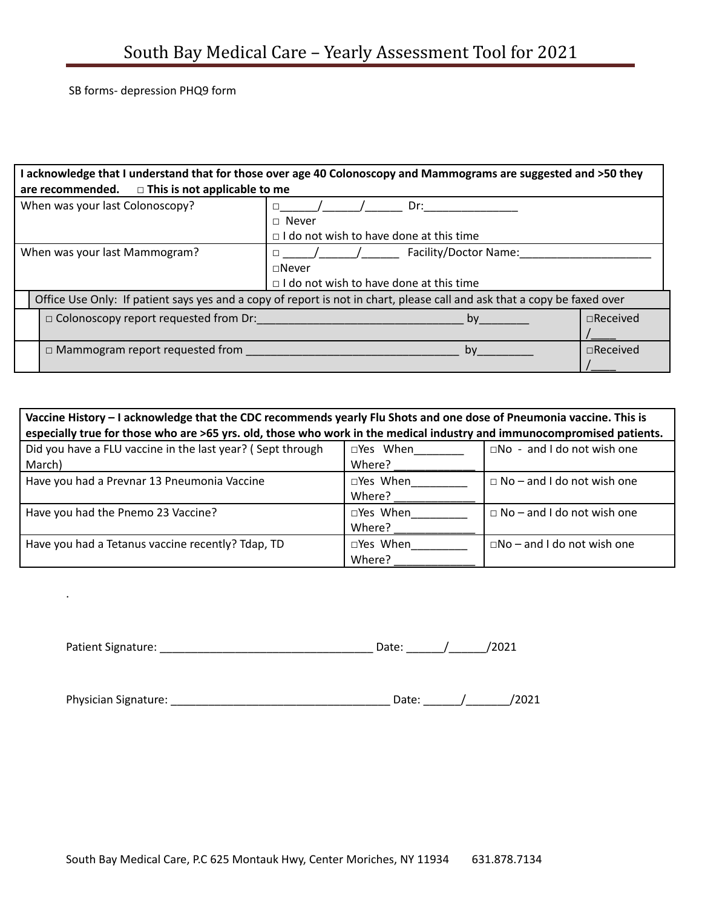# South Bay Medical Care – Yearly Assessment Tool for 2021

SB forms- depression PHQ9 form

| **I acknowledge that I understand that for those over age 40 Colonoscopy and Mammograms are suggested and >50 they are recommended. □ This is not applicable to me** | | |
|---|---|---|
| When was your last Colonoscopy? | □\_\_\_\_\_\_/\_\_\_\_\_\_/\_\_\_\_\_\_ Dr:\_\_\_\_\_\_\_\_\_\_\_\_\_\_\_\_<br>□ Never<br>□ I do not wish to have done at this time | |
| When was your last Mammogram? | □ \_\_\_\_\_/\_\_\_\_\_\_/\_\_\_\_\_\_ Facility/Doctor Name:\_\_\_\_\_\_\_\_\_\_\_\_\_\_\_\_\_\_\_\_\_\_<br>□Never<br>□ I do not wish to have done at this time | |
| Office Use Only: If patient says yes and a copy of report is not in chart, please call and ask that a copy be faxed over | | |
| □ Colonoscopy report requested from Dr:\_\_\_\_\_\_\_\_\_\_\_\_\_\_\_\_\_\_\_\_\_\_\_\_\_\_\_\_\_\_\_\_\_\_ by\_\_\_\_\_\_\_\_ | | □Received /\_\_\_\_ |
| □ Mammogram report requested from \_\_\_\_\_\_\_\_\_\_\_\_\_\_\_\_\_\_\_\_\_\_\_\_\_\_\_\_\_\_\_\_\_\_\_\_ by\_\_\_\_\_\_\_\_\_ | | □Received /\_\_\_\_ |

| **Vaccine History – I acknowledge that the CDC recommends yearly Flu Shots and one dose of Pneumonia vaccine. This is especially true for those who are >65 yrs. old, those who work in the medical industry and immunocompromised patients.** | | |
|---|---|---|
| Did you have a FLU vaccine in the last year? ( Sept through March) | □Yes When\_\_\_\_\_\_\_\_ Where? \_\_\_\_\_\_\_\_\_\_\_\_\_ | □No - and I do not wish one |
| Have you had a Prevnar 13 Pneumonia Vaccine | □Yes When\_\_\_\_\_\_\_\_\_ Where? \_\_\_\_\_\_\_\_\_\_\_\_\_ | □ No – and I do not wish one |
| Have you had the Pnemo 23 Vaccine? | □Yes When\_\_\_\_\_\_\_\_\_ Where? \_\_\_\_\_\_\_\_\_\_\_\_\_ | □ No – and I do not wish one |
| Have you had a Tetanus vaccine recently? Tdap, TD | □Yes When\_\_\_\_\_\_\_\_\_ Where? \_\_\_\_\_\_\_\_\_\_\_\_\_ | □No – and I do not wish one |

.

Patient Signature: \_\_\_\_\_\_\_\_\_\_\_\_\_\_\_\_\_\_\_\_\_\_\_\_\_\_\_\_\_\_\_\_\_\_\_ Date: \_\_\_\_\_\_/\_\_\_\_\_\_/2021

Physician Signature: \_\_\_\_\_\_\_\_\_\_\_\_\_\_\_\_\_\_\_\_\_\_\_\_\_\_\_\_\_\_\_\_\_\_\_\_ Date: \_\_\_\_\_\_/\_\_\_\_\_\_\_/2021

South Bay Medical Care, P.C 625 Montauk Hwy, Center Moriches, NY 11934 631.878.7134